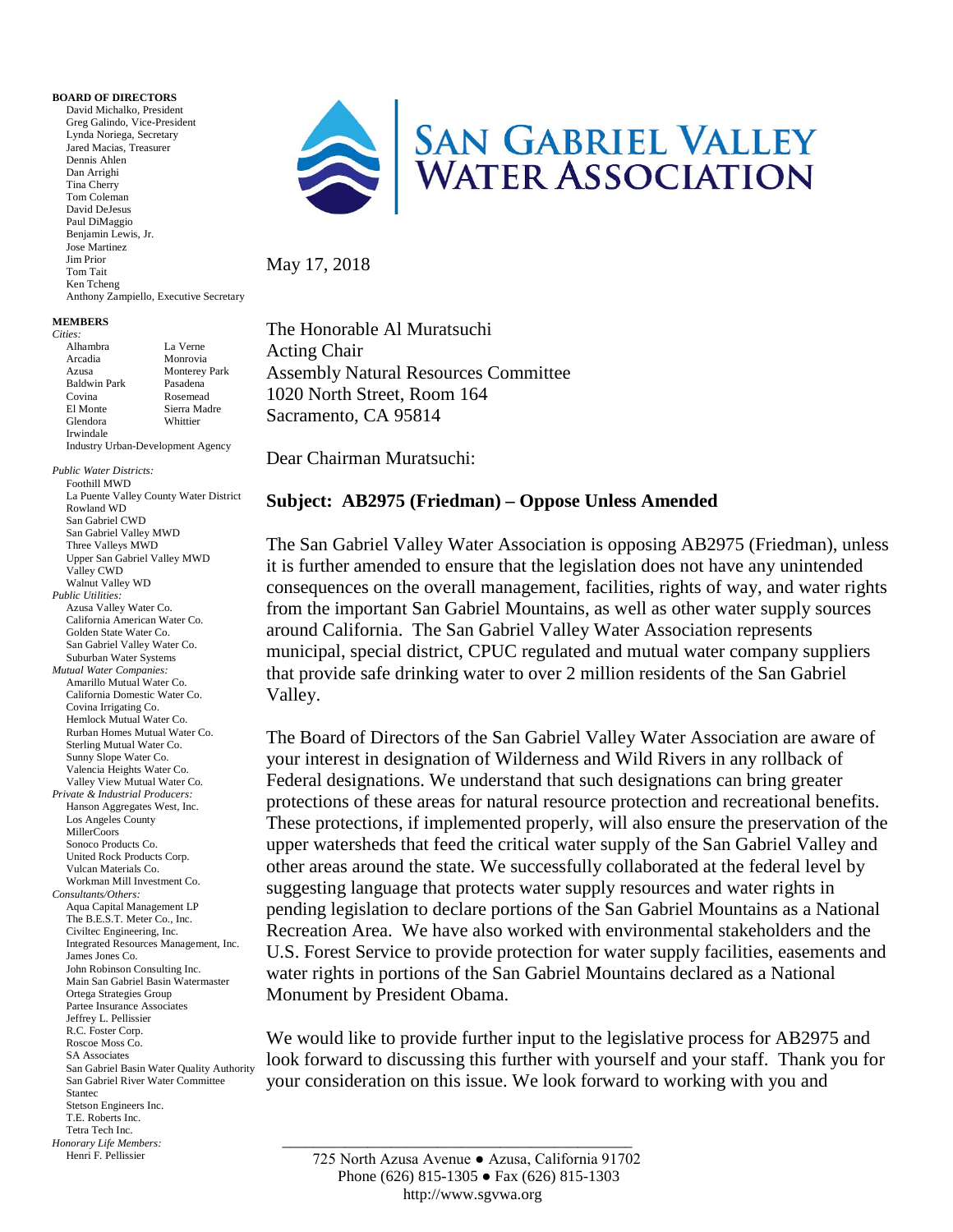**BOARD OF DIRECTORS**

David Michalko, President
Greg Galindo, Vice-President
Lynda Noriega, Secretary
Jared Macias, Treasurer
Dennis Ahlen
Dan Arrighi
Tina Cherry
Tom Coleman
David DeJesus
Paul DiMaggio
Benjamin Lewis, Jr.
Jose Martinez
Jim Prior
Tom Tait
Ken Tcheng
Anthony Zampiello, Executive Secretary

**MEMBERS**

*Cities:*

Alhambra
Arcadia
Azusa
Baldwin Park
Covina
El Monte
Glendora
Irwindale
La Verne
Monrovia
Monterey Park
Pasadena
Rosemead
Sierra Madre
Whittier
Industry Urban-Development Agency

*Public Water Districts:*

Foothill MWD
La Puente Valley County Water District
Rowland WD
San Gabriel CWD
San Gabriel Valley MWD
Three Valleys MWD
Upper San Gabriel Valley MWD
Valley CWD
Walnut Valley WD

*Public Utilities:*

Azusa Valley Water Co.
California American Water Co.
Golden State Water Co.
San Gabriel Valley Water Co.
Suburban Water Systems

*Mutual Water Companies:*

Amarillo Mutual Water Co.
California Domestic Water Co.
Covina Irrigating Co.
Hemlock Mutual Water Co.
Rurban Homes Mutual Water Co.
Sterling Mutual Water Co.
Sunny Slope Water Co.
Valencia Heights Water Co.
Valley View Mutual Water Co.

*Private & Industrial Producers:*

Hanson Aggregates West, Inc.
Los Angeles County
MillerCoors
Sonoco Products Co.
United Rock Products Corp.
Vulcan Materials Co.
Workman Mill Investment Co.

*Consultants/Others:*

Aqua Capital Management LP
The B.E.S.T. Meter Co., Inc.
Civiltec Engineering, Inc.
Integrated Resources Management, Inc.
James Jones Co.
John Robinson Consulting Inc.
Main San Gabriel Basin Watermaster
Ortega Strategies Group
Partee Insurance Associates
Jeffrey L. Pellissier
R.C. Foster Corp.
Roscoe Moss Co.
SA Associates
San Gabriel Basin Water Quality Authority
San Gabriel River Water Committee
Stantec
Stetson Engineers Inc.
T.E. Roberts Inc.
Tetra Tech Inc.

*Honorary Life Members:*

Henri F. Pellissier

# SAN GABRIEL VALLEY WATER ASSOCIATION

May 17, 2018

The Honorable Al Muratsuchi
Acting Chair
Assembly Natural Resources Committee
1020 North Street, Room 164
Sacramento, CA 95814

Dear Chairman Muratsuchi:

**Subject: AB2975 (Friedman) – Oppose Unless Amended**

The San Gabriel Valley Water Association is opposing AB2975 (Friedman), unless it is further amended to ensure that the legislation does not have any unintended consequences on the overall management, facilities, rights of way, and water rights from the important San Gabriel Mountains, as well as other water supply sources around California. The San Gabriel Valley Water Association represents municipal, special district, CPUC regulated and mutual water company suppliers that provide safe drinking water to over 2 million residents of the San Gabriel Valley.

The Board of Directors of the San Gabriel Valley Water Association are aware of your interest in designation of Wilderness and Wild Rivers in any rollback of Federal designations. We understand that such designations can bring greater protections of these areas for natural resource protection and recreational benefits. These protections, if implemented properly, will also ensure the preservation of the upper watersheds that feed the critical water supply of the San Gabriel Valley and other areas around the state. We successfully collaborated at the federal level by suggesting language that protects water supply resources and water rights in pending legislation to declare portions of the San Gabriel Mountains as a National Recreation Area. We have also worked with environmental stakeholders and the U.S. Forest Service to provide protection for water supply facilities, easements and water rights in portions of the San Gabriel Mountains declared as a National Monument by President Obama.

We would like to provide further input to the legislative process for AB2975 and look forward to discussing this further with yourself and your staff. Thank you for your consideration on this issue. We look forward to working with you and

725 North Azusa Avenue ● Azusa, California 91702
Phone (626) 815-1305 ● Fax (626) 815-1303
http://www.sgvwa.org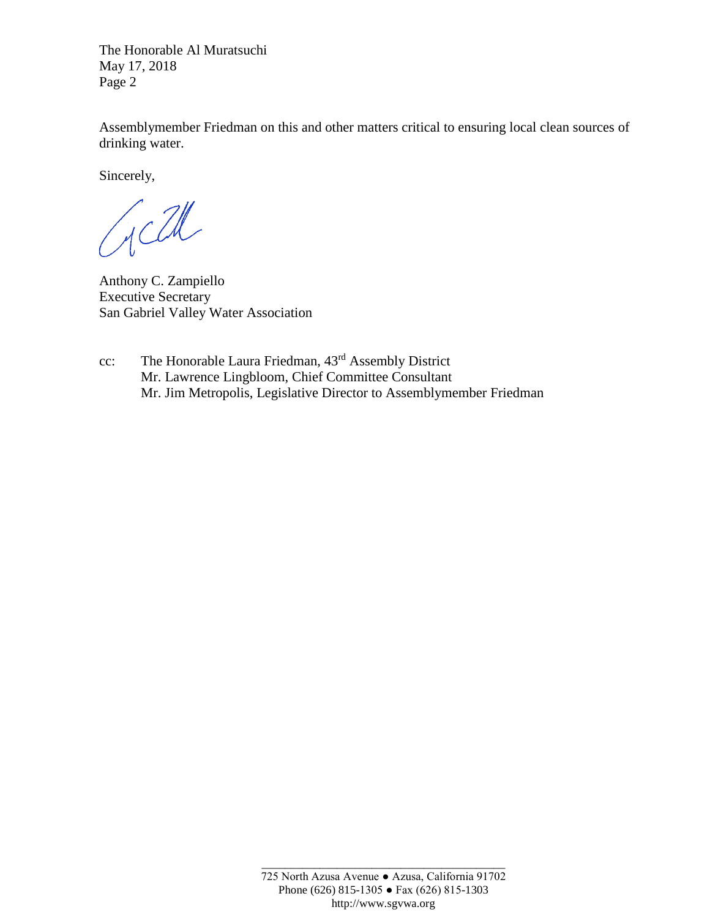Assemblymember Friedman on this and other matters critical to ensuring local clean sources of drinking water.

Sincerely,

Anthony C. Zampiello  
Executive Secretary  
San Gabriel Valley Water Association

cc: The Honorable Laura Friedman, 43rd Assembly District  
Mr. Lawrence Lingbloom, Chief Committee Consultant  
Mr. Jim Metropolis, Legislative Director to Assemblymember Friedman

725 North Azusa Avenue ● Azusa, California 91702  
Phone (626) 815-1305 ● Fax (626) 815-1303  
http://www.sgvwa.org